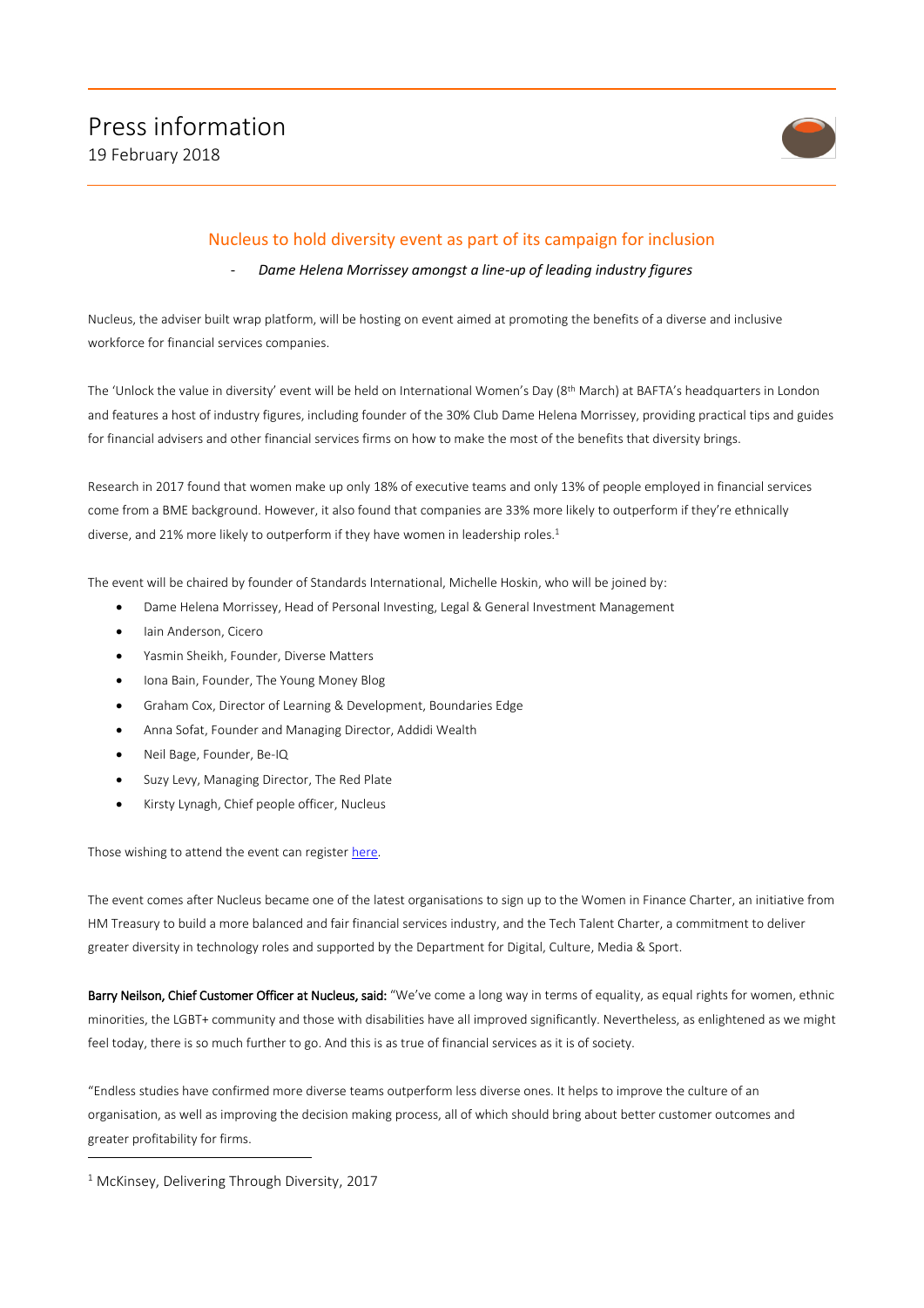# Press information

19 February 2018

## Nucleus to hold diversity event as part of its campaign for inclusion

- *Dame Helena Morrissey amongst a line-up of leading industry figures*

Nucleus, the adviser built wrap platform, will be hosting on event aimed at promoting the benefits of a diverse and inclusive workforce for financial services companies.

The 'Unlock the value in diversity' event will be held on International Women's Day (8th March) at BAFTA's headquarters in London and features a host of industry figures, including founder of the 30% Club Dame Helena Morrissey, providing practical tips and guides for financial advisers and other financial services firms on how to make the most of the benefits that diversity brings.

Research in 2017 found that women make up only 18% of executive teams and only 13% of people employed in financial services come from a BME background. However, it also found that companies are 33% more likely to outperform if they're ethnically diverse, and 21% more likely to outperform if they have women in leadership roles.[1]

The event will be chaired by founder of Standards International, Michelle Hoskin, who will be joined by:

- Dame Helena Morrissey, Head of Personal Investing, Legal & General Investment Management
- Iain Anderson, Cicero
- Yasmin Sheikh, Founder, Diverse Matters
- Iona Bain, Founder, The Young Money Blog
- Graham Cox, Director of Learning & Development, Boundaries Edge
- Anna Sofat, Founder and Managing Director, Addidi Wealth
- Neil Bage, Founder, Be-IQ
- Suzy Levy, Managing Director, The Red Plate
- Kirsty Lynagh, Chief people officer, Nucleus

Those wishing to attend the event can register here.

The event comes after Nucleus became one of the latest organisations to sign up to the Women in Finance Charter, an initiative from HM Treasury to build a more balanced and fair financial services industry, and the Tech Talent Charter, a commitment to deliver greater diversity in technology roles and supported by the Department for Digital, Culture, Media & Sport.

**Barry Neilson, Chief Customer Officer at Nucleus, said:** "We've come a long way in terms of equality, as equal rights for women, ethnic minorities, the LGBT+ community and those with disabilities have all improved significantly. Nevertheless, as enlightened as we might feel today, there is so much further to go. And this is as true of financial services as it is of society.

"Endless studies have confirmed more diverse teams outperform less diverse ones. It helps to improve the culture of an organisation, as well as improving the decision making process, all of which should bring about better customer outcomes and greater profitability for firms.

---

[1] McKinsey, Delivering Through Diversity, 2017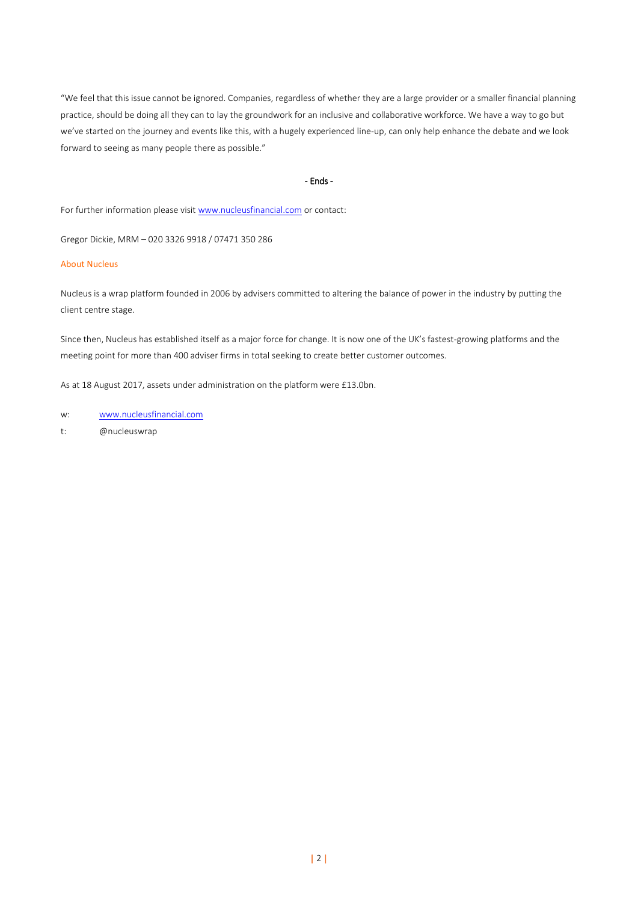"We feel that this issue cannot be ignored. Companies, regardless of whether they are a large provider or a smaller financial planning practice, should be doing all they can to lay the groundwork for an inclusive and collaborative workforce. We have a way to go but we've started on the journey and events like this, with a hugely experienced line-up, can only help enhance the debate and we look forward to seeing as many people there as possible."

- Ends -

For further information please visit [www.nucleusfinancial.com](www.nucleusfinancial.com) or contact:

Gregor Dickie, MRM – 020 3326 9918 / 07471 350 286

## About Nucleus

Nucleus is a wrap platform founded in 2006 by advisers committed to altering the balance of power in the industry by putting the client centre stage.

Since then, Nucleus has established itself as a major force for change. It is now one of the UK's fastest-growing platforms and the meeting point for more than 400 adviser firms in total seeking to create better customer outcomes.

As at 18 August 2017, assets under administration on the platform were £13.0bn.

w: [www.nucleusfinancial.com](www.nucleusfinancial.com)

t: @nucleuswrap